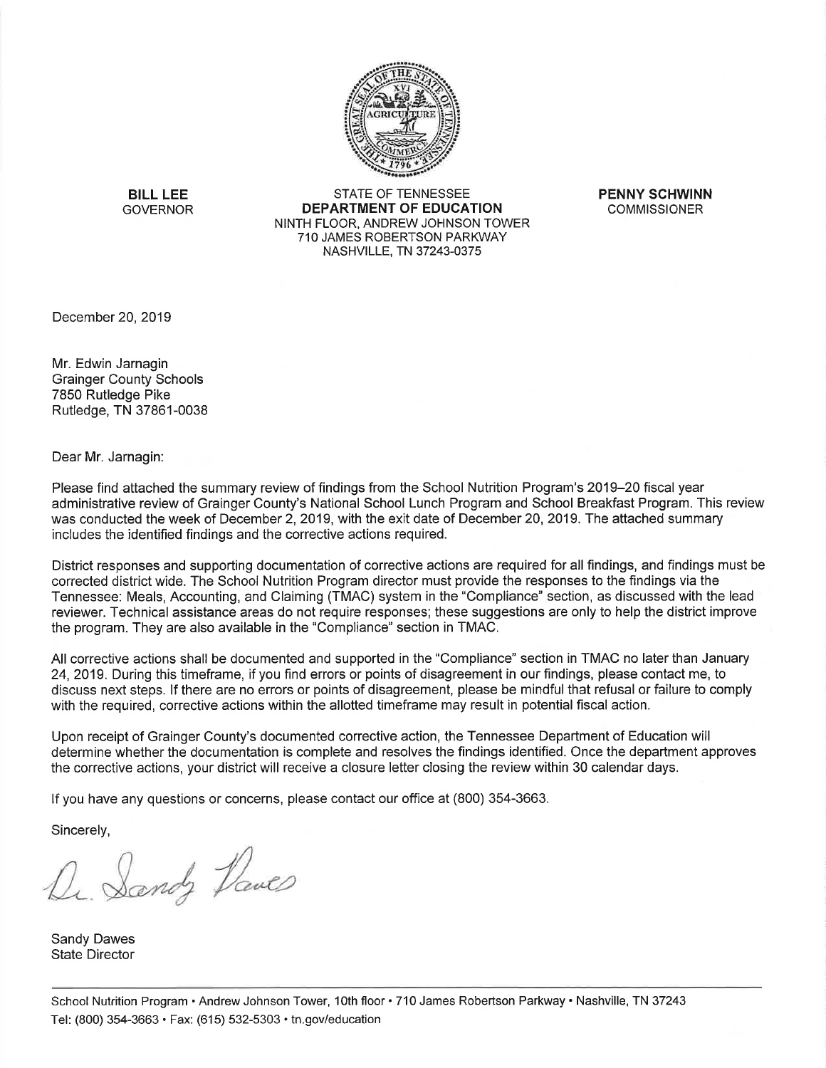**BILL LEE**
GOVERNOR

STATE OF TENNESSEE
**DEPARTMENT OF EDUCATION**
NINTH FLOOR, ANDREW JOHNSON TOWER
710 JAMES ROBERTSON PARKWAY
NASHVILLE, TN 37243-0375

**PENNY SCHWINN**
COMMISSIONER

December 20, 2019

Mr. Edwin Jarnagin
Grainger County Schools
7850 Rutledge Pike
Rutledge, TN 37861-0038

Dear Mr. Jarnagin:

Please find attached the summary review of findings from the School Nutrition Program's 2019–20 fiscal year administrative review of Grainger County's National School Lunch Program and School Breakfast Program. This review was conducted the week of December 2, 2019, with the exit date of December 20, 2019. The attached summary includes the identified findings and the corrective actions required.

District responses and supporting documentation of corrective actions are required for all findings, and findings must be corrected district wide. The School Nutrition Program director must provide the responses to the findings via the Tennessee: Meals, Accounting, and Claiming (TMAC) system in the "Compliance" section, as discussed with the lead reviewer. Technical assistance areas do not require responses; these suggestions are only to help the district improve the program. They are also available in the "Compliance" section in TMAC.

All corrective actions shall be documented and supported in the "Compliance" section in TMAC no later than January 24, 2019. During this timeframe, if you find errors or points of disagreement in our findings, please contact me, to discuss next steps. If there are no errors or points of disagreement, please be mindful that refusal or failure to comply with the required, corrective actions within the allotted timeframe may result in potential fiscal action.

Upon receipt of Grainger County's documented corrective action, the Tennessee Department of Education will determine whether the documentation is complete and resolves the findings identified. Once the department approves the corrective actions, your district will receive a closure letter closing the review within 30 calendar days.

If you have any questions or concerns, please contact our office at (800) 354-3663.

Sincerely,

Dr. Sandy Dawes

Sandy Dawes
State Director

School Nutrition Program • Andrew Johnson Tower, 10th floor • 710 James Robertson Parkway • Nashville, TN 37243
Tel: (800) 354-3663 • Fax: (615) 532-5303 • tn.gov/education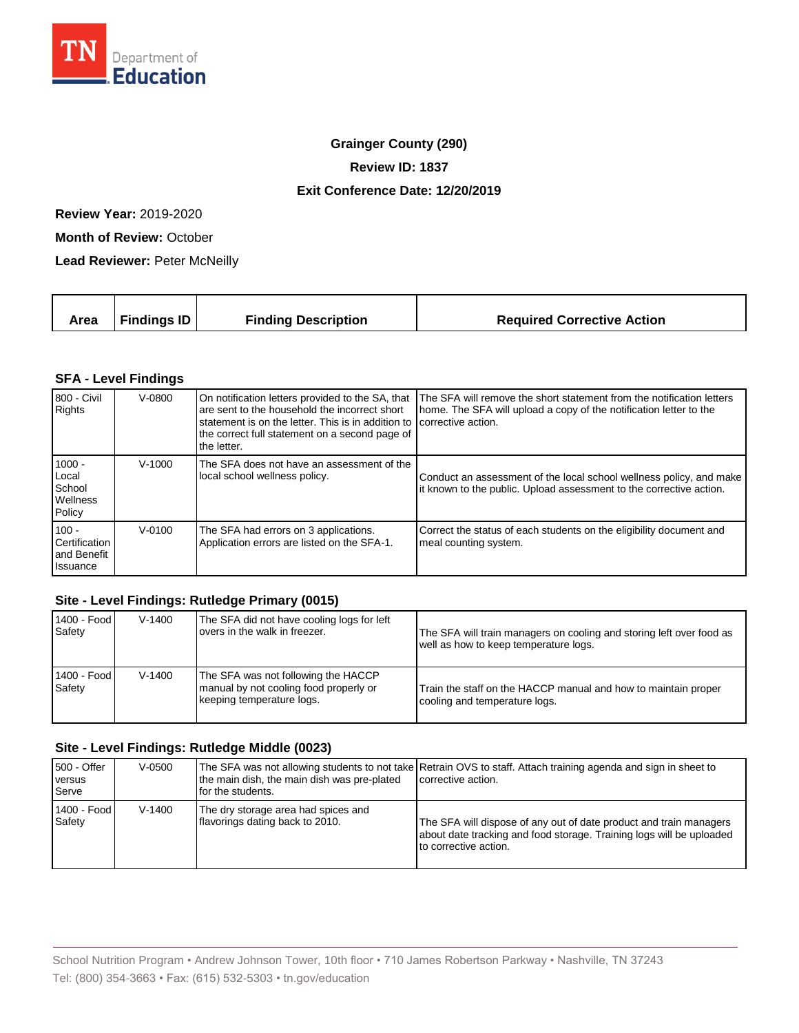**Grainger County (290)**

**Review ID: 1837**

**Exit Conference Date: 12/20/2019**

**Review Year:** 2019-2020

**Month of Review:** October

**Lead Reviewer:** Peter McNeilly

| Area | Findings ID | Finding Description | Required Corrective Action |
|---|---|---|---|

### SFA - Level Findings

| Area | Findings ID | Finding Description | Required Corrective Action |
|---|---|---|---|
| 800 - Civil Rights | V-0800 | On notification letters provided to the SA, that are sent to the household the incorrect short statement is on the letter. This is in addition to the correct full statement on a second page of the letter. | The SFA will remove the short statement from the notification letters home. The SFA will upload a copy of the notification letter to the corrective action. |
| 1000 - Local School Wellness Policy | V-1000 | The SFA does not have an assessment of the local school wellness policy. | Conduct an assessment of the local school wellness policy, and make it known to the public. Upload assessment to the corrective action. |
| 100 - Certification and Benefit Issuance | V-0100 | The SFA had errors on 3 applications. Application errors are listed on the SFA-1. | Correct the status of each students on the eligibility document and meal counting system. |

### Site - Level Findings: Rutledge Primary (0015)

| Area | Findings ID | Finding Description | Required Corrective Action |
|---|---|---|---|
| 1400 - Food Safety | V-1400 | The SFA did not have cooling logs for left overs in the walk in freezer. | The SFA will train managers on cooling and storing left over food as well as how to keep temperature logs. |
| 1400 - Food Safety | V-1400 | The SFA was not following the HACCP manual by not cooling food properly or keeping temperature logs. | Train the staff on the HACCP manual and how to maintain proper cooling and temperature logs. |

### Site - Level Findings: Rutledge Middle (0023)

| Area | Findings ID | Finding Description | Required Corrective Action |
|---|---|---|---|
| 500 - Offer versus Serve | V-0500 | The SFA was not allowing students to not take the main dish, the main dish was pre-plated for the students. | Retrain OVS to staff. Attach training agenda and sign in sheet to corrective action. |
| 1400 - Food Safety | V-1400 | The dry storage area had spices and flavorings dating back to 2010. | The SFA will dispose of any out of date product and train managers about date tracking and food storage. Training logs will be uploaded to corrective action. |